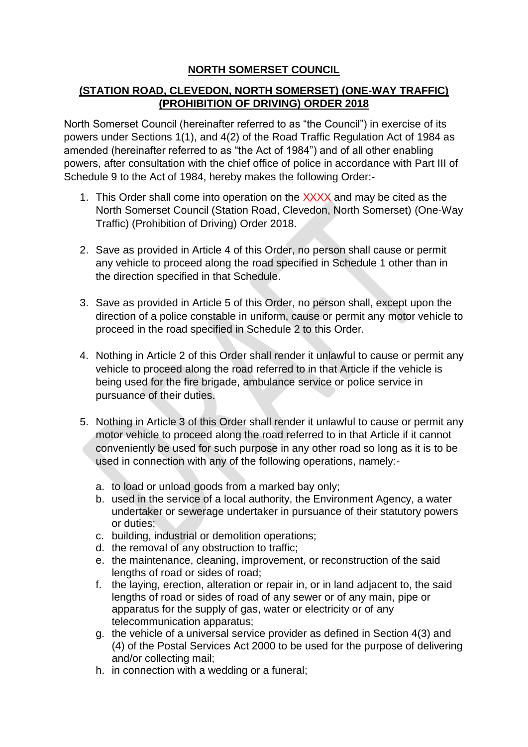**NORTH SOMERSET COUNCIL**

**(STATION ROAD, CLEVEDON, NORTH SOMERSET) (ONE-WAY TRAFFIC) (PROHIBITION OF DRIVING) ORDER 2018**

North Somerset Council (hereinafter referred to as "the Council") in exercise of its powers under Sections 1(1), and 4(2) of the Road Traffic Regulation Act of 1984 as amended (hereinafter referred to as "the Act of 1984") and of all other enabling powers, after consultation with the chief office of police in accordance with Part III of Schedule 9 to the Act of 1984, hereby makes the following Order:-

1. This Order shall come into operation on the XXXX and may be cited as the North Somerset Council (Station Road, Clevedon, North Somerset) (One-Way Traffic) (Prohibition of Driving) Order 2018.

2. Save as provided in Article 4 of this Order, no person shall cause or permit any vehicle to proceed along the road specified in Schedule 1 other than in the direction specified in that Schedule.

3. Save as provided in Article 5 of this Order, no person shall, except upon the direction of a police constable in uniform, cause or permit any motor vehicle to proceed in the road specified in Schedule 2 to this Order.

4. Nothing in Article 2 of this Order shall render it unlawful to cause or permit any vehicle to proceed along the road referred to in that Article if the vehicle is being used for the fire brigade, ambulance service or police service in pursuance of their duties.

5. Nothing in Article 3 of this Order shall render it unlawful to cause or permit any motor vehicle to proceed along the road referred to in that Article if it cannot conveniently be used for such purpose in any other road so long as it is to be used in connection with any of the following operations, namely:-

   a. to load or unload goods from a marked bay only;
   b. used in the service of a local authority, the Environment Agency, a water undertaker or sewerage undertaker in pursuance of their statutory powers or duties;
   c. building, industrial or demolition operations;
   d. the removal of any obstruction to traffic;
   e. the maintenance, cleaning, improvement, or reconstruction of the said lengths of road or sides of road;
   f. the laying, erection, alteration or repair in, or in land adjacent to, the said lengths of road or sides of road of any sewer or of any main, pipe or apparatus for the supply of gas, water or electricity or of any telecommunication apparatus;
   g. the vehicle of a universal service provider as defined in Section 4(3) and (4) of the Postal Services Act 2000 to be used for the purpose of delivering and/or collecting mail;
   h. in connection with a wedding or a funeral;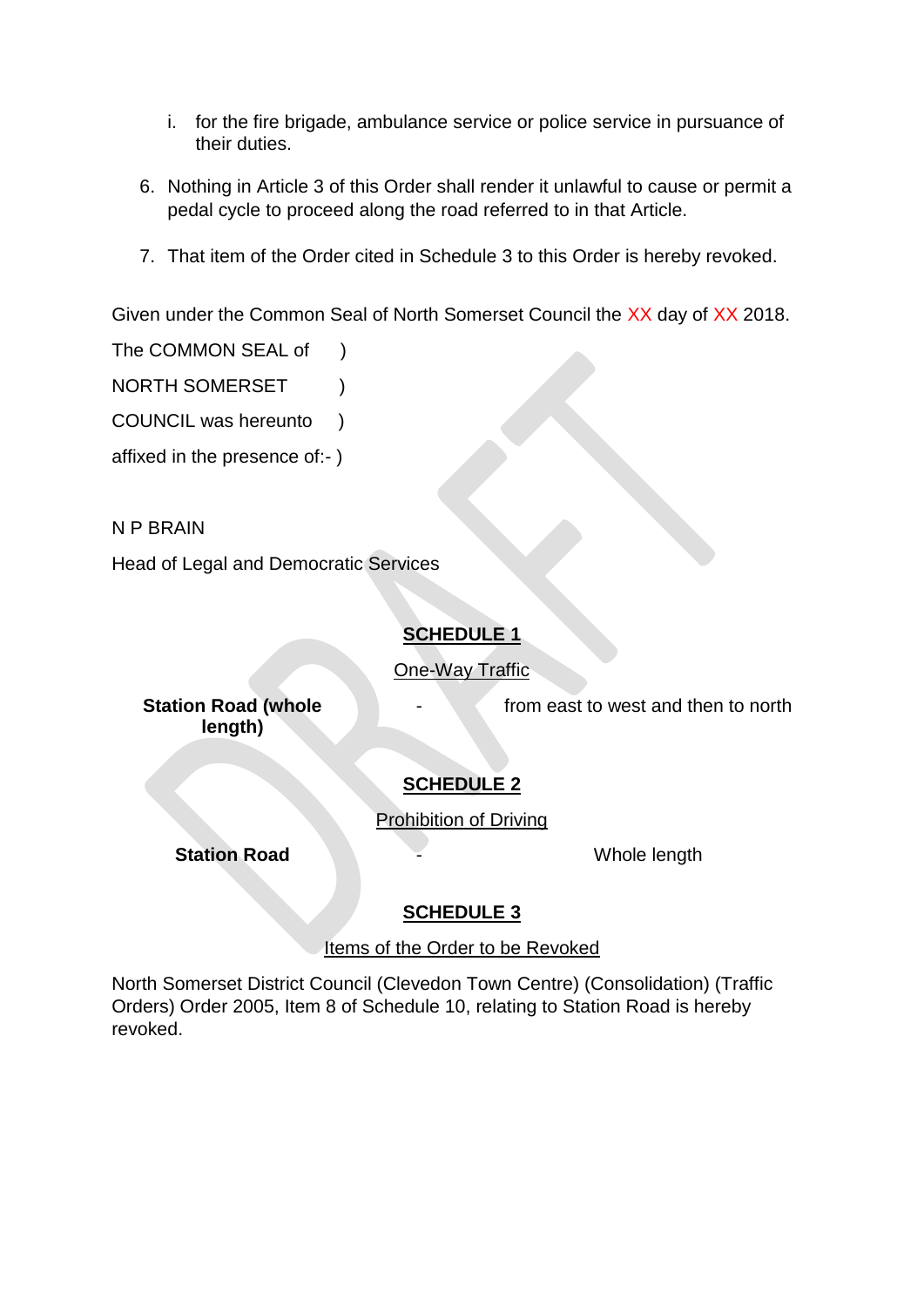i. for the fire brigade, ambulance service or police service in pursuance of their duties.

6. Nothing in Article 3 of this Order shall render it unlawful to cause or permit a pedal cycle to proceed along the road referred to in that Article.

7. That item of the Order cited in Schedule 3 to this Order is hereby revoked.

Given under the Common Seal of North Somerset Council the XX day of XX 2018.

The COMMON SEAL of )
NORTH SOMERSET )
COUNCIL was hereunto )
affixed in the presence of:- )

N P BRAIN

Head of Legal and Democratic Services

## SCHEDULE 1

One-Way Traffic

| | | |
|---|---|---|
| **Station Road (whole length)** | - | from east to west and then to north |

## SCHEDULE 2

Prohibition of Driving

| | | |
|---|---|---|
| **Station Road** | - | Whole length |

## SCHEDULE 3

Items of the Order to be Revoked

North Somerset District Council (Clevedon Town Centre) (Consolidation) (Traffic Orders) Order 2005, Item 8 of Schedule 10, relating to Station Road is hereby revoked.